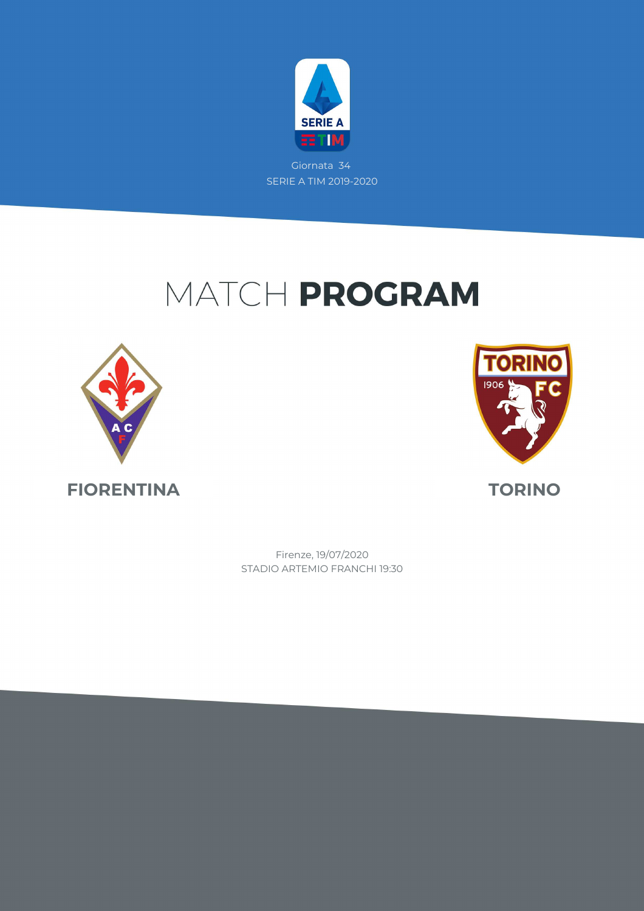Giornata 34

SERIE A TIM 2019-2020

# MATCH **PROGRAM**

**FIORENTINA**

**TORINO**

Firenze, 19/07/2020

STADIO ARTEMIO FRANCHI 19:30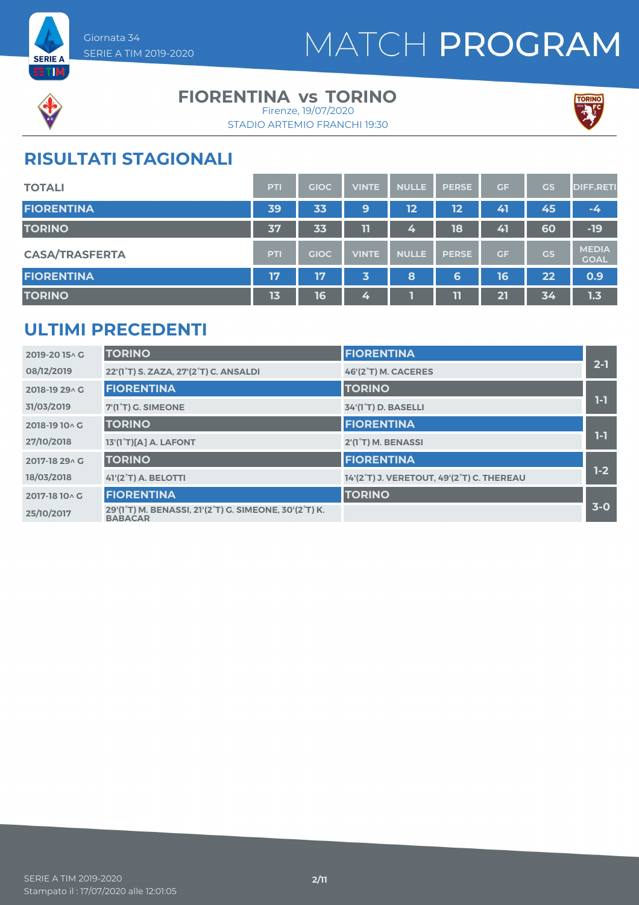Giornata 34
SERIE A TIM 2019-2020

# MATCH PROGRAM

## FIORENTINA vs TORINO

Firenze, 19/07/2020
STADIO ARTEMIO FRANCHI 19:30

## RISULTATI STAGIONALI

| TOTALI | PTI | GIOC | VINTE | NULLE | PERSE | GF | GS | DIFF.RETI |
|---|---|---|---|---|---|---|---|---|
| FIORENTINA | 39 | 33 | 9 | 12 | 12 | 41 | 45 | -4 |
| TORINO | 37 | 33 | 11 | 4 | 18 | 41 | 60 | -19 |

| CASA/TRASFERTA | PTI | GIOC | VINTE | NULLE | PERSE | GF | GS | MEDIA GOAL |
|---|---|---|---|---|---|---|---|---|
| FIORENTINA | 17 | 17 | 3 | 8 | 6 | 16 | 22 | 0.9 |
| TORINO | 13 | 16 | 4 | 1 | 11 | 21 | 34 | 1.3 |

## ULTIMI PRECEDENTI

| Giornata / Data | Casa | Trasferta | Risultato |
|---|---|---|---|
| 2019-20 15^ G<br>08/12/2019 | TORINO<br>22'(1°T) S. ZAZA, 27'(2°T) C. ANSALDI | FIORENTINA<br>46'(2°T) M. CACERES | 2-1 |
| 2018-19 29^ G<br>31/03/2019 | FIORENTINA<br>7'(1°T) G. SIMEONE | TORINO<br>34'(1°T) D. BASELLI | 1-1 |
| 2018-19 10^ G<br>27/10/2018 | TORINO<br>13'(1°T)[A] A. LAFONT | FIORENTINA<br>2'(1°T) M. BENASSI | 1-1 |
| 2017-18 29^ G<br>18/03/2018 | TORINO<br>41'(2°T) A. BELOTTI | FIORENTINA<br>14'(2°T) J. VERETOUT, 49'(2°T) C. THEREAU | 1-2 |
| 2017-18 10^ G<br>25/10/2017 | FIORENTINA<br>29'(1°T) M. BENASSI, 21'(2°T) G. SIMEONE, 30'(2°T) K. BABACAR | TORINO | 3-0 |

SERIE A TIM 2019-2020
Stampato il : 17/07/2020 alle 12:01:05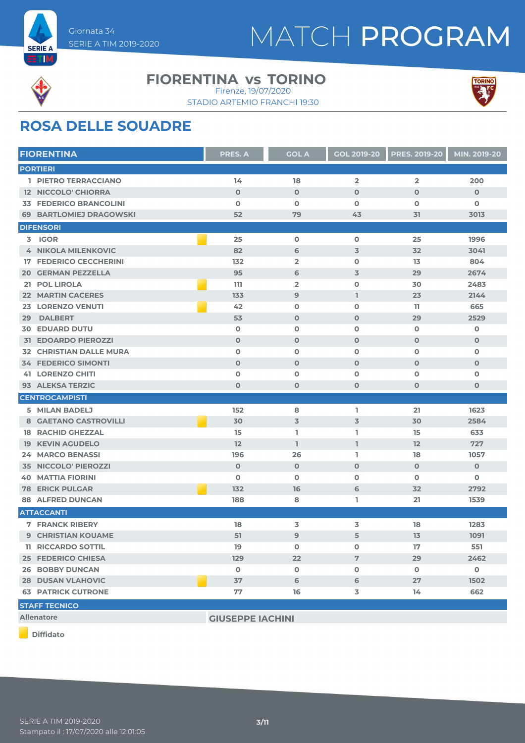Giornata 34
SERIE A TIM 2019-2020

# MATCH PROGRAM

## FIORENTINA vs TORINO

Firenze, 19/07/2020
STADIO ARTEMIO FRANCHI 19:30

## ROSA DELLE SQUADRE

| FIORENTINA | | PRES. A | GOL A | GOL 2019-20 | PRES. 2019-20 | MIN. 2019-20 |
|---|---|---|---|---|---|---|
| **PORTIERI** | | | | | | |
| 1 PIETRO TERRACCIANO | | 14 | 18 | 2 | 2 | 200 |
| 12 NICCOLO' CHIORRA | | 0 | 0 | 0 | 0 | 0 |
| 33 FEDERICO BRANCOLINI | | 0 | 0 | 0 | 0 | 0 |
| 69 BARTLOMIEJ DRAGOWSKI | | 52 | 79 | 43 | 31 | 3013 |
| **DIFENSORI** | | | | | | |
| 3 IGOR | Diffidato | 25 | 0 | 0 | 25 | 1996 |
| 4 NIKOLA MILENKOVIC | | 82 | 6 | 3 | 32 | 3041 |
| 17 FEDERICO CECCHERINI | | 132 | 2 | 0 | 13 | 804 |
| 20 GERMAN PEZZELLA | | 95 | 6 | 3 | 29 | 2674 |
| 21 POL LIROLA | Diffidato | 111 | 2 | 0 | 30 | 2483 |
| 22 MARTIN CACERES | | 133 | 9 | 1 | 23 | 2144 |
| 23 LORENZO VENUTI | Diffidato | 42 | 0 | 0 | 11 | 665 |
| 29 DALBERT | | 53 | 0 | 0 | 29 | 2529 |
| 30 EDUARD DUTU | | 0 | 0 | 0 | 0 | 0 |
| 31 EDOARDO PIEROZZI | | 0 | 0 | 0 | 0 | 0 |
| 32 CHRISTIAN DALLE MURA | | 0 | 0 | 0 | 0 | 0 |
| 34 FEDERICO SIMONTI | | 0 | 0 | 0 | 0 | 0 |
| 41 LORENZO CHITI | | 0 | 0 | 0 | 0 | 0 |
| 93 ALEKSA TERZIC | | 0 | 0 | 0 | 0 | 0 |
| **CENTROCAMPISTI** | | | | | | |
| 5 MILAN BADELJ | | 152 | 8 | 1 | 21 | 1623 |
| 8 GAETANO CASTROVILLI | Diffidato | 30 | 3 | 3 | 30 | 2584 |
| 18 RACHID GHEZZAL | | 15 | 1 | 1 | 15 | 633 |
| 19 KEVIN AGUDELO | | 12 | 1 | 1 | 12 | 727 |
| 24 MARCO BENASSI | | 196 | 26 | 1 | 18 | 1057 |
| 35 NICCOLO' PIEROZZI | | 0 | 0 | 0 | 0 | 0 |
| 40 MATTIA FIORINI | | 0 | 0 | 0 | 0 | 0 |
| 78 ERICK PULGAR | Diffidato | 132 | 16 | 6 | 32 | 2792 |
| 88 ALFRED DUNCAN | | 188 | 8 | 1 | 21 | 1539 |
| **ATTACCANTI** | | | | | | |
| 7 FRANCK RIBERY | | 18 | 3 | 3 | 18 | 1283 |
| 9 CHRISTIAN KOUAME | | 51 | 9 | 5 | 13 | 1091 |
| 11 RICCARDO SOTTIL | | 19 | 0 | 0 | 17 | 551 |
| 25 FEDERICO CHIESA | | 129 | 22 | 7 | 29 | 2462 |
| 26 BOBBY DUNCAN | | 0 | 0 | 0 | 0 | 0 |
| 28 DUSAN VLAHOVIC | Diffidato | 37 | 6 | 6 | 27 | 1502 |
| 63 PATRICK CUTRONE | | 77 | 16 | 3 | 14 | 662 |

| STAFF TECNICO | |
|---|---|
| Allenatore | GIUSEPPE IACHINI |

Diffidato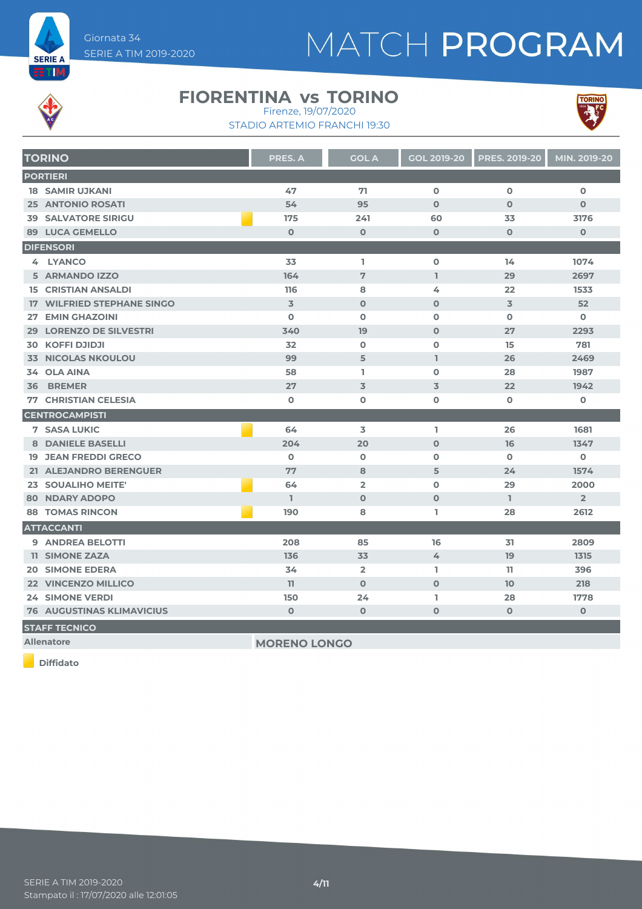# MATCH PROGRAM

Giornata 34
SERIE A TIM 2019-2020

## FIORENTINA vs TORINO

Firenze, 19/07/2020
STADIO ARTEMIO FRANCHI 19:30

| TORINO | | PRES. A | GOL A | GOL 2019-20 | PRES. 2019-20 | MIN. 2019-20 |
|---|---|---|---|---|---|---|
| **PORTIERI** | | | | | | |
| 18 SAMIR UJKANI | | 47 | 71 | 0 | 0 | 0 |
| 25 ANTONIO ROSATI | | 54 | 95 | 0 | 0 | 0 |
| 39 SALVATORE SIRIGU | Diffidato | 175 | 241 | 60 | 33 | 3176 |
| 89 LUCA GEMELLO | | 0 | 0 | 0 | 0 | 0 |
| **DIFENSORI** | | | | | | |
| 4 LYANCO | | 33 | 1 | 0 | 14 | 1074 |
| 5 ARMANDO IZZO | | 164 | 7 | 1 | 29 | 2697 |
| 15 CRISTIAN ANSALDI | | 116 | 8 | 4 | 22 | 1533 |
| 17 WILFRIED STEPHANE SINGO | | 3 | 0 | 0 | 3 | 52 |
| 27 EMIN GHAZOINI | | 0 | 0 | 0 | 0 | 0 |
| 29 LORENZO DE SILVESTRI | | 340 | 19 | 0 | 27 | 2293 |
| 30 KOFFI DJIDJI | | 32 | 0 | 0 | 15 | 781 |
| 33 NICOLAS NKOULOU | | 99 | 5 | 1 | 26 | 2469 |
| 34 OLA AINA | | 58 | 1 | 0 | 28 | 1987 |
| 36 BREMER | | 27 | 3 | 3 | 22 | 1942 |
| 77 CHRISTIAN CELESIA | | 0 | 0 | 0 | 0 | 0 |
| **CENTROCAMPISTI** | | | | | | |
| 7 SASA LUKIC | Diffidato | 64 | 3 | 1 | 26 | 1681 |
| 8 DANIELE BASELLI | | 204 | 20 | 0 | 16 | 1347 |
| 19 JEAN FREDDI GRECO | | 0 | 0 | 0 | 0 | 0 |
| 21 ALEJANDRO BERENGUER | | 77 | 8 | 5 | 24 | 1574 |
| 23 SOUALIHO MEITE' | Diffidato | 64 | 2 | 0 | 29 | 2000 |
| 80 NDARY ADOPO | | 1 | 0 | 0 | 1 | 2 |
| 88 TOMAS RINCON | Diffidato | 190 | 8 | 1 | 28 | 2612 |
| **ATTACCANTI** | | | | | | |
| 9 ANDREA BELOTTI | | 208 | 85 | 16 | 31 | 2809 |
| 11 SIMONE ZAZA | | 136 | 33 | 4 | 19 | 1315 |
| 20 SIMONE EDERA | | 34 | 2 | 1 | 11 | 396 |
| 22 VINCENZO MILLICO | | 11 | 0 | 0 | 10 | 218 |
| 24 SIMONE VERDI | | 150 | 24 | 1 | 28 | 1778 |
| 76 AUGUSTINAS KLIMAVICIUS | | 0 | 0 | 0 | 0 | 0 |

| STAFF TECNICO | |
|---|---|
| Allenatore | MORENO LONGO |

Diffidato

SERIE A TIM 2019-2020
Stampato il : 17/07/2020 alle 12:01:05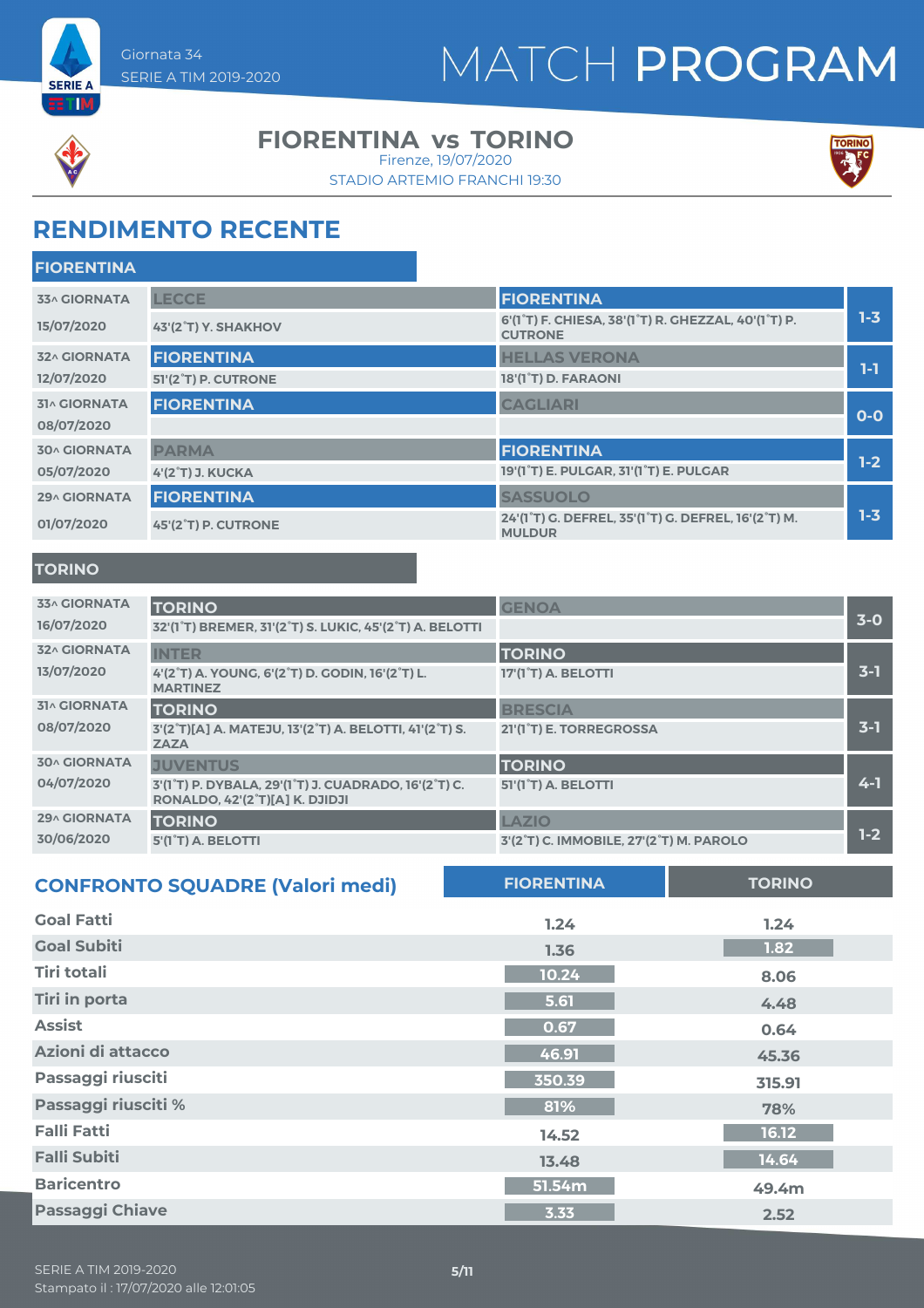Giornata 34
SERIE A TIM 2019-2020

# MATCH PROGRAM

## FIORENTINA vs TORINO

Firenze, 19/07/2020
STADIO ARTEMIO FRANCHI 19:30

## RENDIMENTO RECENTE

### FIORENTINA

| Giornata | Casa | Ospite | Risultato |
|---|---|---|---|
| 33^ GIORNATA 15/07/2020 | LECCE<br>43'(2°T) Y. SHAKHOV | FIORENTINA<br>6'(1°T) F. CHIESA, 38'(1°T) R. GHEZZAL, 40'(1°T) P. CUTRONE | 1-3 |
| 32^ GIORNATA 12/07/2020 | FIORENTINA<br>51'(2°T) P. CUTRONE | HELLAS VERONA<br>18'(1°T) D. FARAONI | 1-1 |
| 31^ GIORNATA 08/07/2020 | FIORENTINA | CAGLIARI | 0-0 |
| 30^ GIORNATA 05/07/2020 | PARMA<br>4'(2°T) J. KUCKA | FIORENTINA<br>19'(1°T) E. PULGAR, 31'(1°T) E. PULGAR | 1-2 |
| 29^ GIORNATA 01/07/2020 | FIORENTINA<br>45'(2°T) P. CUTRONE | SASSUOLO<br>24'(1°T) G. DEFREL, 35'(1°T) G. DEFREL, 16'(2°T) M. MULDUR | 1-3 |

### TORINO

| Giornata | Casa | Ospite | Risultato |
|---|---|---|---|
| 33^ GIORNATA 16/07/2020 | TORINO<br>32'(1°T) BREMER, 31'(2°T) S. LUKIC, 45'(2°T) A. BELOTTI | GENOA | 3-0 |
| 32^ GIORNATA 13/07/2020 | INTER<br>4'(2°T) A. YOUNG, 6'(2°T) D. GODIN, 16'(2°T) L. MARTINEZ | TORINO<br>17'(1°T) A. BELOTTI | 3-1 |
| 31^ GIORNATA 08/07/2020 | TORINO<br>3'(2°T)[A] A. MATEJU, 13'(2°T) A. BELOTTI, 41'(2°T) S. ZAZA | BRESCIA<br>21'(1°T) E. TORREGROSSA | 3-1 |
| 30^ GIORNATA 04/07/2020 | JUVENTUS<br>3'(1°T) P. DYBALA, 29'(1°T) J. CUADRADO, 16'(2°T) C. RONALDO, 42'(2°T)[A] K. DJIDJI | TORINO<br>51'(1°T) A. BELOTTI | 4-1 |
| 29^ GIORNATA 30/06/2020 | TORINO<br>5'(1°T) A. BELOTTI | LAZIO<br>3'(2°T) C. IMMOBILE, 27'(2°T) M. PAROLO | 1-2 |

## CONFRONTO SQUADRE (Valori medi)

| | FIORENTINA | TORINO |
|---|---|---|
| Goal Fatti | 1.24 | 1.24 |
| Goal Subiti | 1.36 | 1.82 |
| Tiri totali | 10.24 | 8.06 |
| Tiri in porta | 5.61 | 4.48 |
| Assist | 0.67 | 0.64 |
| Azioni di attacco | 46.91 | 45.36 |
| Passaggi riusciti | 350.39 | 315.91 |
| Passaggi riusciti % | 81% | 78% |
| Falli Fatti | 14.52 | 16.12 |
| Falli Subiti | 13.48 | 14.64 |
| Baricentro | 51.54m | 49.4m |
| Passaggi Chiave | 3.33 | 2.52 |

SERIE A TIM 2019-2020
Stampato il : 17/07/2020 alle 12:01:05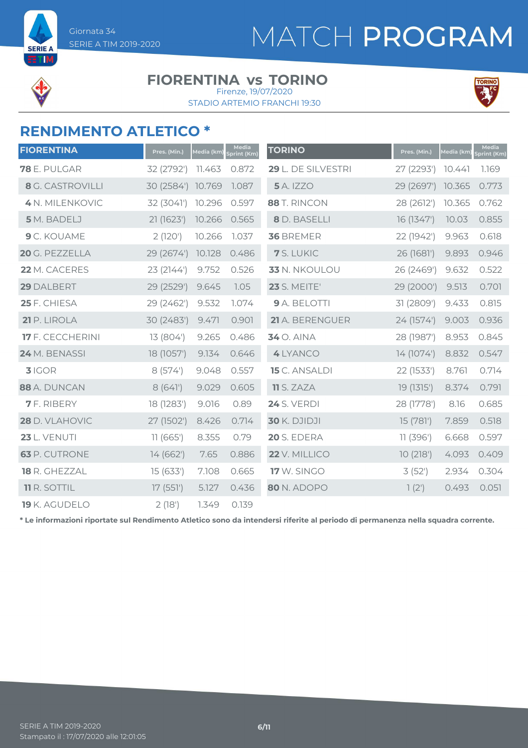Giornata 34
SERIE A TIM 2019-2020

# MATCH PROGRAM

## FIORENTINA vs TORINO

Firenze, 19/07/2020
STADIO ARTEMIO FRANCHI 19:30

## RENDIMENTO ATLETICO *

| FIORENTINA | Pres. (Min.) | Media (km) | Media Sprint (Km) |
|---|---|---|---|
| **78** E. PULGAR | 32 (2792') | 11.463 | 0.872 |
| **8** G. CASTROVILLI | 30 (2584') | 10.769 | 1.087 |
| **4** N. MILENKOVIC | 32 (3041') | 10.296 | 0.597 |
| **5** M. BADELJ | 21 (1623') | 10.266 | 0.565 |
| **9** C. KOUAME | 2 (120') | 10.266 | 1.037 |
| **20** G. PEZZELLA | 29 (2674') | 10.128 | 0.486 |
| **22** M. CACERES | 23 (2144') | 9.752 | 0.526 |
| **29** DALBERT | 29 (2529') | 9.645 | 1.05 |
| **25** F. CHIESA | 29 (2462') | 9.532 | 1.074 |
| **21** P. LIROLA | 30 (2483') | 9.471 | 0.901 |
| **17** F. CECCHERINI | 13 (804') | 9.265 | 0.486 |
| **24** M. BENASSI | 18 (1057') | 9.134 | 0.646 |
| **3** IGOR | 8 (574') | 9.048 | 0.557 |
| **88** A. DUNCAN | 8 (641') | 9.029 | 0.605 |
| **7** F. RIBERY | 18 (1283') | 9.016 | 0.89 |
| **28** D. VLAHOVIC | 27 (1502') | 8.426 | 0.714 |
| **23** L. VENUTI | 11 (665') | 8.355 | 0.79 |
| **63** P. CUTRONE | 14 (662') | 7.65 | 0.886 |
| **18** R. GHEZZAL | 15 (633') | 7.108 | 0.665 |
| **11** R. SOTTIL | 17 (551') | 5.127 | 0.436 |
| **19** K. AGUDELO | 2 (18') | 1.349 | 0.139 |

| TORINO | Pres. (Min.) | Media (km) | Media Sprint (Km) |
|---|---|---|---|
| **29** L. DE SILVESTRI | 27 (2293') | 10.441 | 1.169 |
| **5** A. IZZO | 29 (2697') | 10.365 | 0.773 |
| **88** T. RINCON | 28 (2612') | 10.365 | 0.762 |
| **8** D. BASELLI | 16 (1347') | 10.03 | 0.855 |
| **36** BREMER | 22 (1942') | 9.963 | 0.618 |
| **7** S. LUKIC | 26 (1681') | 9.893 | 0.946 |
| **33** N. NKOULOU | 26 (2469') | 9.632 | 0.522 |
| **23** S. MEITE' | 29 (2000') | 9.513 | 0.701 |
| **9** A. BELOTTI | 31 (2809') | 9.433 | 0.815 |
| **21** A. BERENGUER | 24 (1574') | 9.003 | 0.936 |
| **34** O. AINA | 28 (1987') | 8.953 | 0.845 |
| **4** LYANCO | 14 (1074') | 8.832 | 0.547 |
| **15** C. ANSALDI | 22 (1533') | 8.761 | 0.714 |
| **11** S. ZAZA | 19 (1315') | 8.374 | 0.791 |
| **24** S. VERDI | 28 (1778') | 8.16 | 0.685 |
| **30** K. DJIDJI | 15 (781') | 7.859 | 0.518 |
| **20** S. EDERA | 11 (396') | 6.668 | 0.597 |
| **22** V. MILLICO | 10 (218') | 4.093 | 0.409 |
| **17** W. SINGO | 3 (52') | 2.934 | 0.304 |
| **80** N. ADOPO | 1 (2') | 0.493 | 0.051 |

**\* Le informazioni riportate sul Rendimento Atletico sono da intendersi riferite al periodo di permanenza nella squadra corrente.**

SERIE A TIM 2019-2020
Stampato il : 17/07/2020 alle 12:01:05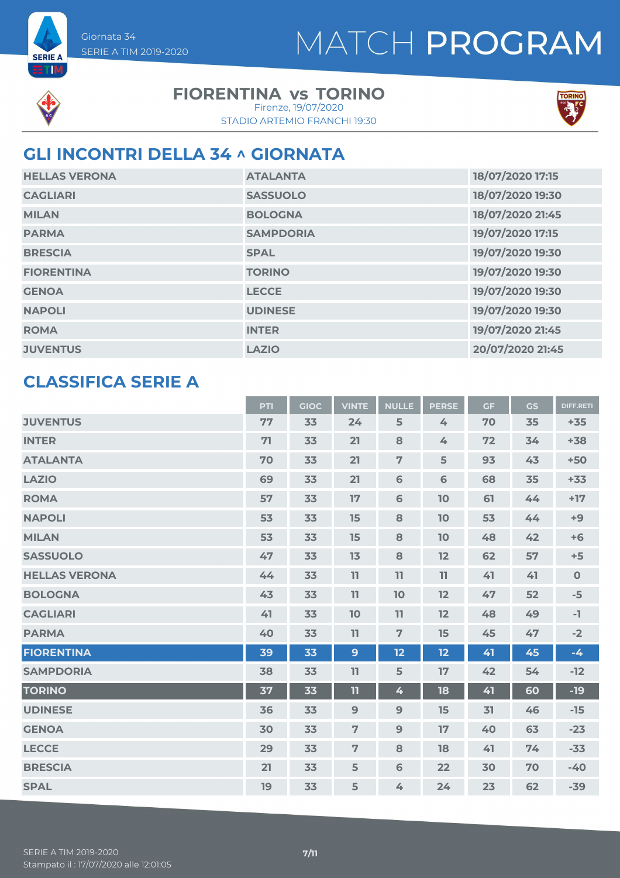Giornata 34
SERIE A TIM 2019-2020

# MATCH PROGRAM

## FIORENTINA vs TORINO

Firenze, 19/07/2020
STADIO ARTEMIO FRANCHI 19:30

## GLI INCONTRI DELLA 34 ^ GIORNATA

| | | |
|---|---|---|
| HELLAS VERONA | ATALANTA | 18/07/2020 17:15 |
| CAGLIARI | SASSUOLO | 18/07/2020 19:30 |
| MILAN | BOLOGNA | 18/07/2020 21:45 |
| PARMA | SAMPDORIA | 19/07/2020 17:15 |
| BRESCIA | SPAL | 19/07/2020 19:30 |
| FIORENTINA | TORINO | 19/07/2020 19:30 |
| GENOA | LECCE | 19/07/2020 19:30 |
| NAPOLI | UDINESE | 19/07/2020 19:30 |
| ROMA | INTER | 19/07/2020 21:45 |
| JUVENTUS | LAZIO | 20/07/2020 21:45 |

## CLASSIFICA SERIE A

| | PTI | GIOC | VINTE | NULLE | PERSE | GF | GS | DIFF.RETI |
|---|---|---|---|---|---|---|---|---|
| JUVENTUS | 77 | 33 | 24 | 5 | 4 | 70 | 35 | +35 |
| INTER | 71 | 33 | 21 | 8 | 4 | 72 | 34 | +38 |
| ATALANTA | 70 | 33 | 21 | 7 | 5 | 93 | 43 | +50 |
| LAZIO | 69 | 33 | 21 | 6 | 6 | 68 | 35 | +33 |
| ROMA | 57 | 33 | 17 | 6 | 10 | 61 | 44 | +17 |
| NAPOLI | 53 | 33 | 15 | 8 | 10 | 53 | 44 | +9 |
| MILAN | 53 | 33 | 15 | 8 | 10 | 48 | 42 | +6 |
| SASSUOLO | 47 | 33 | 13 | 8 | 12 | 62 | 57 | +5 |
| HELLAS VERONA | 44 | 33 | 11 | 11 | 11 | 41 | 41 | 0 |
| BOLOGNA | 43 | 33 | 11 | 10 | 12 | 47 | 52 | -5 |
| CAGLIARI | 41 | 33 | 10 | 11 | 12 | 48 | 49 | -1 |
| PARMA | 40 | 33 | 11 | 7 | 15 | 45 | 47 | -2 |
| FIORENTINA | 39 | 33 | 9 | 12 | 12 | 41 | 45 | -4 |
| SAMPDORIA | 38 | 33 | 11 | 5 | 17 | 42 | 54 | -12 |
| TORINO | 37 | 33 | 11 | 4 | 18 | 41 | 60 | -19 |
| UDINESE | 36 | 33 | 9 | 9 | 15 | 31 | 46 | -15 |
| GENOA | 30 | 33 | 7 | 9 | 17 | 40 | 63 | -23 |
| LECCE | 29 | 33 | 7 | 8 | 18 | 41 | 74 | -33 |
| BRESCIA | 21 | 33 | 5 | 6 | 22 | 30 | 70 | -40 |
| SPAL | 19 | 33 | 5 | 4 | 24 | 23 | 62 | -39 |

SERIE A TIM 2019-2020
Stampato il : 17/07/2020 alle 12:01:05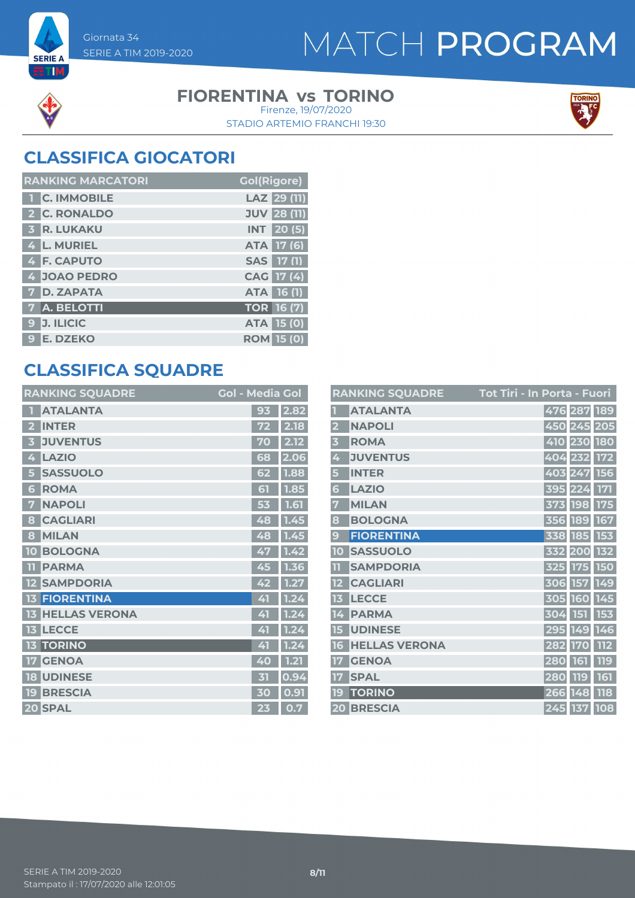Giornata 34
SERIE A TIM 2019-2020

# MATCH PROGRAM

**FIORENTINA vs TORINO**
Firenze, 19/07/2020
STADIO ARTEMIO FRANCHI 19:30

## CLASSIFICA GIOCATORI

| RANKING MARCATORI | | | Gol(Rigore) |
|---|---|---|---|
| 1 | C. IMMOBILE | LAZ | 29 (11) |
| 2 | C. RONALDO | JUV | 28 (11) |
| 3 | R. LUKAKU | INT | 20 (5) |
| 4 | L. MURIEL | ATA | 17 (6) |
| 4 | F. CAPUTO | SAS | 17 (1) |
| 4 | JOAO PEDRO | CAG | 17 (4) |
| 7 | D. ZAPATA | ATA | 16 (1) |
| 7 | A. BELOTTI | TOR | 16 (7) |
| 9 | J. ILICIC | ATA | 15 (0) |
| 9 | E. DZEKO | ROM | 15 (0) |

## CLASSIFICA SQUADRE

| RANKING SQUADRE | | Gol | Media Gol |
|---|---|---|---|
| 1 | ATALANTA | 93 | 2.82 |
| 2 | INTER | 72 | 2.18 |
| 3 | JUVENTUS | 70 | 2.12 |
| 4 | LAZIO | 68 | 2.06 |
| 5 | SASSUOLO | 62 | 1.88 |
| 6 | ROMA | 61 | 1.85 |
| 7 | NAPOLI | 53 | 1.61 |
| 8 | CAGLIARI | 48 | 1.45 |
| 8 | MILAN | 48 | 1.45 |
| 10 | BOLOGNA | 47 | 1.42 |
| 11 | PARMA | 45 | 1.36 |
| 12 | SAMPDORIA | 42 | 1.27 |
| 13 | FIORENTINA | 41 | 1.24 |
| 13 | HELLAS VERONA | 41 | 1.24 |
| 13 | LECCE | 41 | 1.24 |
| 13 | TORINO | 41 | 1.24 |
| 17 | GENOA | 40 | 1.21 |
| 18 | UDINESE | 31 | 0.94 |
| 19 | BRESCIA | 30 | 0.91 |
| 20 | SPAL | 23 | 0.7 |

| RANKING SQUADRE | | Tot Tiri | In Porta | Fuori |
|---|---|---|---|---|
| 1 | ATALANTA | 476 | 287 | 189 |
| 2 | NAPOLI | 450 | 245 | 205 |
| 3 | ROMA | 410 | 230 | 180 |
| 4 | JUVENTUS | 404 | 232 | 172 |
| 5 | INTER | 403 | 247 | 156 |
| 6 | LAZIO | 395 | 224 | 171 |
| 7 | MILAN | 373 | 198 | 175 |
| 8 | BOLOGNA | 356 | 189 | 167 |
| 9 | FIORENTINA | 338 | 185 | 153 |
| 10 | SASSUOLO | 332 | 200 | 132 |
| 11 | SAMPDORIA | 325 | 175 | 150 |
| 12 | CAGLIARI | 306 | 157 | 149 |
| 13 | LECCE | 305 | 160 | 145 |
| 14 | PARMA | 304 | 151 | 153 |
| 15 | UDINESE | 295 | 149 | 146 |
| 16 | HELLAS VERONA | 282 | 170 | 112 |
| 17 | GENOA | 280 | 161 | 119 |
| 17 | SPAL | 280 | 119 | 161 |
| 19 | TORINO | 266 | 148 | 118 |
| 20 | BRESCIA | 245 | 137 | 108 |

SERIE A TIM 2019-2020
Stampato il : 17/07/2020 alle 12:01:05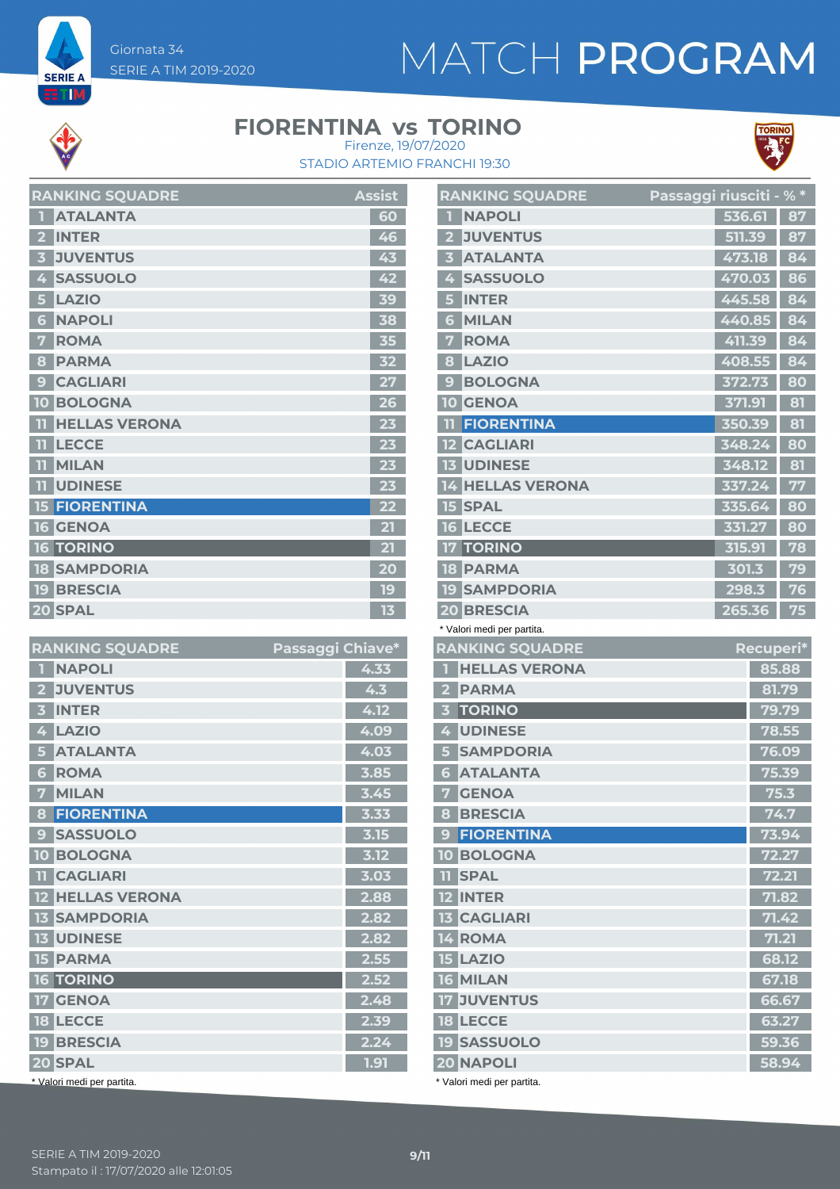Giornata 34
SERIE A TIM 2019-2020

# MATCH PROGRAM

## FIORENTINA vs TORINO

Firenze, 19/07/2020
STADIO ARTEMIO FRANCHI 19:30

| RANKING SQUADRE | | Assist |
|---|---|---|
| 1 | ATALANTA | 60 |
| 2 | INTER | 46 |
| 3 | JUVENTUS | 43 |
| 4 | SASSUOLO | 42 |
| 5 | LAZIO | 39 |
| 6 | NAPOLI | 38 |
| 7 | ROMA | 35 |
| 8 | PARMA | 32 |
| 9 | CAGLIARI | 27 |
| 10 | BOLOGNA | 26 |
| 11 | HELLAS VERONA | 23 |
| 11 | LECCE | 23 |
| 11 | MILAN | 23 |
| 11 | UDINESE | 23 |
| 15 | FIORENTINA | 22 |
| 16 | GENOA | 21 |
| 16 | TORINO | 21 |
| 18 | SAMPDORIA | 20 |
| 19 | BRESCIA | 19 |
| 20 | SPAL | 13 |

| RANKING SQUADRE | | Passaggi riusciti * | % * |
|---|---|---|---|
| 1 | NAPOLI | 536.61 | 87 |
| 2 | JUVENTUS | 511.39 | 87 |
| 3 | ATALANTA | 473.18 | 84 |
| 4 | SASSUOLO | 470.03 | 86 |
| 5 | INTER | 445.58 | 84 |
| 6 | MILAN | 440.85 | 84 |
| 7 | ROMA | 411.39 | 84 |
| 8 | LAZIO | 408.55 | 84 |
| 9 | BOLOGNA | 372.73 | 80 |
| 10 | GENOA | 371.91 | 81 |
| 11 | FIORENTINA | 350.39 | 81 |
| 12 | CAGLIARI | 348.24 | 80 |
| 13 | UDINESE | 348.12 | 81 |
| 14 | HELLAS VERONA | 337.24 | 77 |
| 15 | SPAL | 335.64 | 80 |
| 16 | LECCE | 331.27 | 80 |
| 17 | TORINO | 315.91 | 78 |
| 18 | PARMA | 301.3 | 79 |
| 19 | SAMPDORIA | 298.3 | 76 |
| 20 | BRESCIA | 265.36 | 75 |

\* Valori medi per partita.

| RANKING SQUADRE | | Passaggi Chiave* |
|---|---|---|
| 1 | NAPOLI | 4.33 |
| 2 | JUVENTUS | 4.3 |
| 3 | INTER | 4.12 |
| 4 | LAZIO | 4.09 |
| 5 | ATALANTA | 4.03 |
| 6 | ROMA | 3.85 |
| 7 | MILAN | 3.45 |
| 8 | FIORENTINA | 3.33 |
| 9 | SASSUOLO | 3.15 |
| 10 | BOLOGNA | 3.12 |
| 11 | CAGLIARI | 3.03 |
| 12 | HELLAS VERONA | 2.88 |
| 13 | SAMPDORIA | 2.82 |
| 13 | UDINESE | 2.82 |
| 15 | PARMA | 2.55 |
| 16 | TORINO | 2.52 |
| 17 | GENOA | 2.48 |
| 18 | LECCE | 2.39 |
| 19 | BRESCIA | 2.24 |
| 20 | SPAL | 1.91 |

\* Valori medi per partita.

| RANKING SQUADRE | | Recuperi* |
|---|---|---|
| 1 | HELLAS VERONA | 85.88 |
| 2 | PARMA | 81.79 |
| 3 | TORINO | 79.79 |
| 4 | UDINESE | 78.55 |
| 5 | SAMPDORIA | 76.09 |
| 6 | ATALANTA | 75.39 |
| 7 | GENOA | 75.3 |
| 8 | BRESCIA | 74.7 |
| 9 | FIORENTINA | 73.94 |
| 10 | BOLOGNA | 72.27 |
| 11 | SPAL | 72.21 |
| 12 | INTER | 71.82 |
| 13 | CAGLIARI | 71.42 |
| 14 | ROMA | 71.21 |
| 15 | LAZIO | 68.12 |
| 16 | MILAN | 67.18 |
| 17 | JUVENTUS | 66.67 |
| 18 | LECCE | 63.27 |
| 19 | SASSUOLO | 59.36 |
| 20 | NAPOLI | 58.94 |

\* Valori medi per partita.

SERIE A TIM 2019-2020
Stampato il : 17/07/2020 alle 12:01:05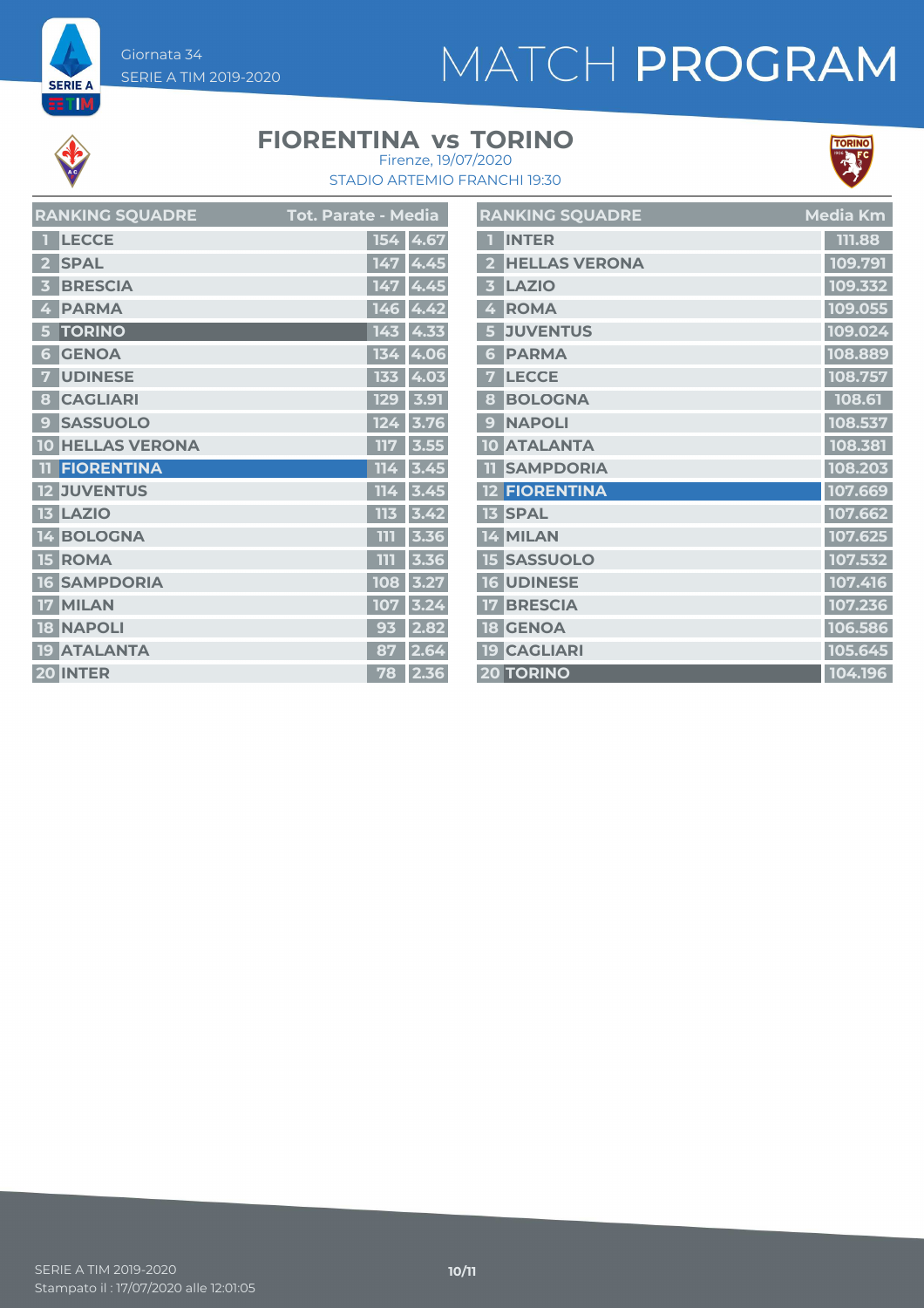# MATCH PROGRAM

Giornata 34
SERIE A TIM 2019-2020

## FIORENTINA vs TORINO

Firenze, 19/07/2020
STADIO ARTEMIO FRANCHI 19:30

| RANKING SQUADRE | | Tot. Parate | Media |
|---|---|---|---|
| 1 | LECCE | 154 | 4.67 |
| 2 | SPAL | 147 | 4.45 |
| 3 | BRESCIA | 147 | 4.45 |
| 4 | PARMA | 146 | 4.42 |
| 5 | TORINO | 143 | 4.33 |
| 6 | GENOA | 134 | 4.06 |
| 7 | UDINESE | 133 | 4.03 |
| 8 | CAGLIARI | 129 | 3.91 |
| 9 | SASSUOLO | 124 | 3.76 |
| 10 | HELLAS VERONA | 117 | 3.55 |
| 11 | FIORENTINA | 114 | 3.45 |
| 12 | JUVENTUS | 114 | 3.45 |
| 13 | LAZIO | 113 | 3.42 |
| 14 | BOLOGNA | 111 | 3.36 |
| 15 | ROMA | 111 | 3.36 |
| 16 | SAMPDORIA | 108 | 3.27 |
| 17 | MILAN | 107 | 3.24 |
| 18 | NAPOLI | 93 | 2.82 |
| 19 | ATALANTA | 87 | 2.64 |
| 20 | INTER | 78 | 2.36 |

| RANKING SQUADRE | | Media Km |
|---|---|---|
| 1 | INTER | 111.88 |
| 2 | HELLAS VERONA | 109.791 |
| 3 | LAZIO | 109.332 |
| 4 | ROMA | 109.055 |
| 5 | JUVENTUS | 109.024 |
| 6 | PARMA | 108.889 |
| 7 | LECCE | 108.757 |
| 8 | BOLOGNA | 108.61 |
| 9 | NAPOLI | 108.537 |
| 10 | ATALANTA | 108.381 |
| 11 | SAMPDORIA | 108.203 |
| 12 | FIORENTINA | 107.669 |
| 13 | SPAL | 107.662 |
| 14 | MILAN | 107.625 |
| 15 | SASSUOLO | 107.532 |
| 16 | UDINESE | 107.416 |
| 17 | BRESCIA | 107.236 |
| 18 | GENOA | 106.586 |
| 19 | CAGLIARI | 105.645 |
| 20 | TORINO | 104.196 |

SERIE A TIM 2019-2020
Stampato il : 17/07/2020 alle 12:01:05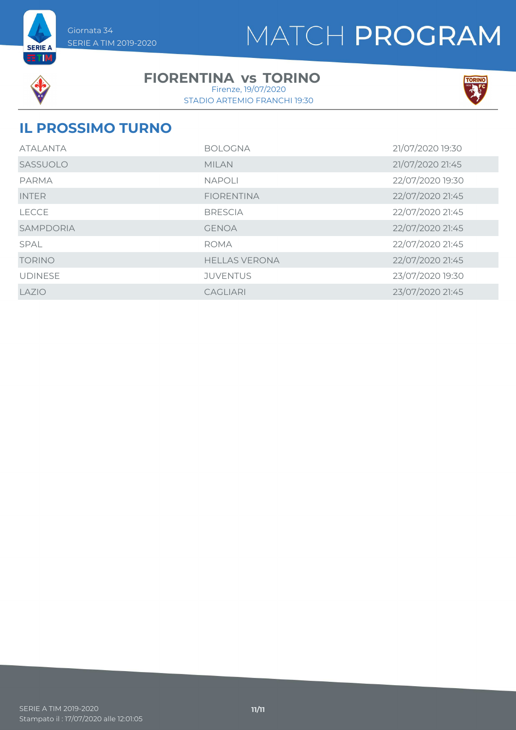Giornata 34
SERIE A TIM 2019-2020

# MATCH PROGRAM

## FIORENTINA vs TORINO

Firenze, 19/07/2020
STADIO ARTEMIO FRANCHI 19:30

## IL PROSSIMO TURNO

| | | |
|---|---|---|
| ATALANTA | BOLOGNA | 21/07/2020 19:30 |
| SASSUOLO | MILAN | 21/07/2020 21:45 |
| PARMA | NAPOLI | 22/07/2020 19:30 |
| INTER | FIORENTINA | 22/07/2020 21:45 |
| LECCE | BRESCIA | 22/07/2020 21:45 |
| SAMPDORIA | GENOA | 22/07/2020 21:45 |
| SPAL | ROMA | 22/07/2020 21:45 |
| TORINO | HELLAS VERONA | 22/07/2020 21:45 |
| UDINESE | JUVENTUS | 23/07/2020 19:30 |
| LAZIO | CAGLIARI | 23/07/2020 21:45 |

SERIE A TIM 2019-2020
Stampato il : 17/07/2020 alle 12:01:05